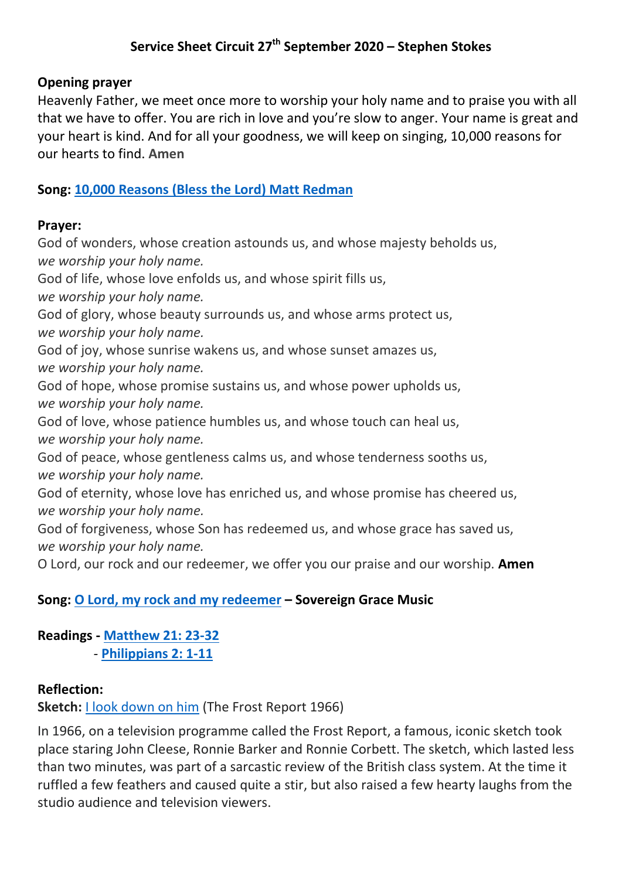# Service Sheet Circuit 27th September 2020 – Stephen Stokes

**Opening prayer**

Heavenly Father, we meet once more to worship your holy name and to praise you with all that we have to offer. You are rich in love and you're slow to anger. Your name is great and your heart is kind. And for all your goodness, we will keep on singing, 10,000 reasons for our hearts to find. **Amen**

**Song: 10,000 Reasons (Bless the Lord) Matt Redman**

**Prayer:**

God of wonders, whose creation astounds us, and whose majesty beholds us,
*we worship your holy name.*
God of life, whose love enfolds us, and whose spirit fills us,
*we worship your holy name.*
God of glory, whose beauty surrounds us, and whose arms protect us,
*we worship your holy name.*
God of joy, whose sunrise wakens us, and whose sunset amazes us,
*we worship your holy name.*
God of hope, whose promise sustains us, and whose power upholds us,
*we worship your holy name.*
God of love, whose patience humbles us, and whose touch can heal us,
*we worship your holy name.*
God of peace, whose gentleness calms us, and whose tenderness sooths us,
*we worship your holy name.*
God of eternity, whose love has enriched us, and whose promise has cheered us,
*we worship your holy name.*
God of forgiveness, whose Son has redeemed us, and whose grace has saved us,
*we worship your holy name.*
O Lord, our rock and our redeemer, we offer you our praise and our worship. **Amen**

**Song: O Lord, my rock and my redeemer – Sovereign Grace Music**

**Readings - Matthew 21: 23-32**
**- Philippians 2: 1-11**

**Reflection:**

**Sketch:** I look down on him (The Frost Report 1966)

In 1966, on a television programme called the Frost Report, a famous, iconic sketch took place staring John Cleese, Ronnie Barker and Ronnie Corbett. The sketch, which lasted less than two minutes, was part of a sarcastic review of the British class system. At the time it ruffled a few feathers and caused quite a stir, but also raised a few hearty laughs from the studio audience and television viewers.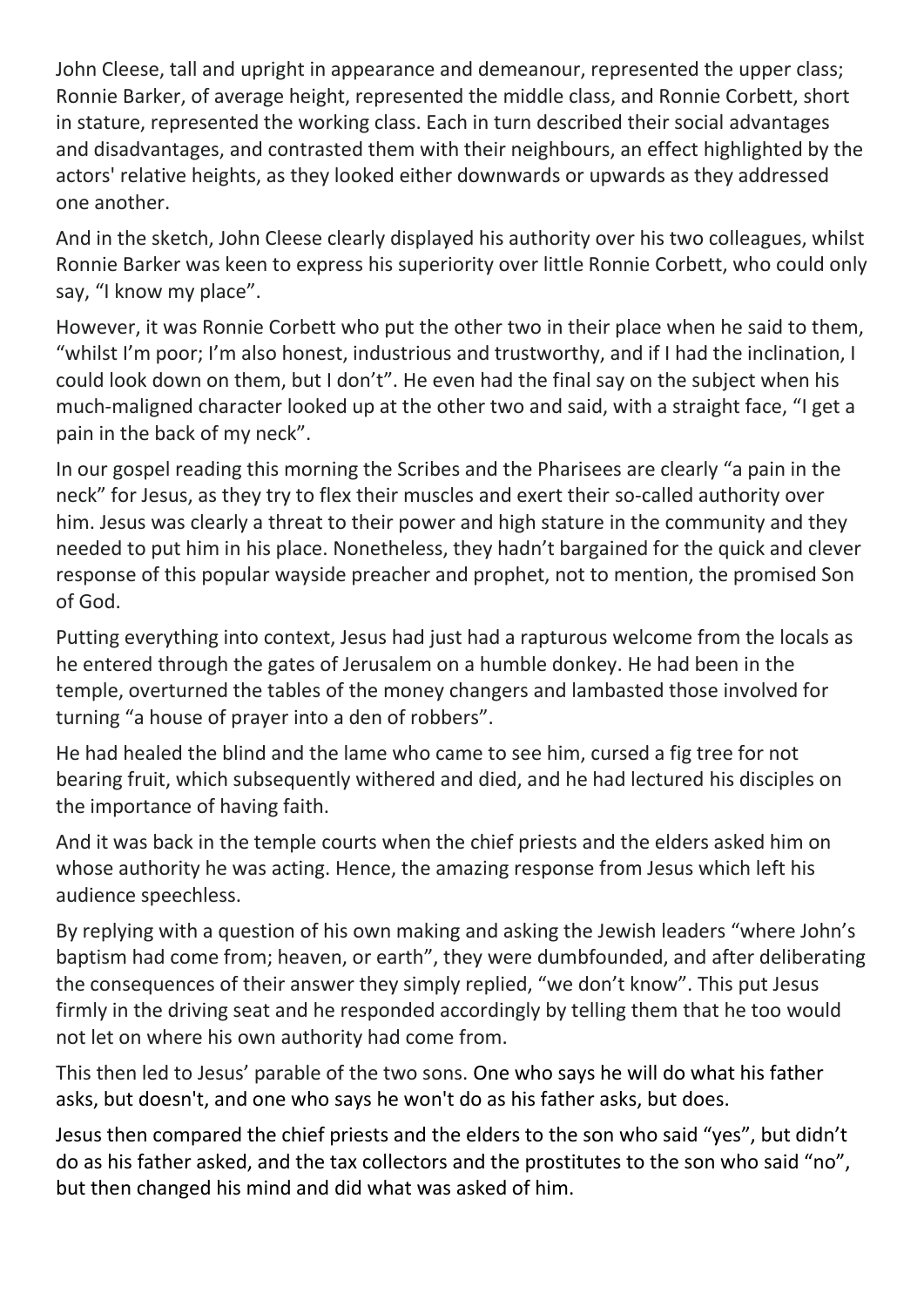John Cleese, tall and upright in appearance and demeanour, represented the upper class; Ronnie Barker, of average height, represented the middle class, and Ronnie Corbett, short in stature, represented the working class. Each in turn described their social advantages and disadvantages, and contrasted them with their neighbours, an effect highlighted by the actors' relative heights, as they looked either downwards or upwards as they addressed one another.

And in the sketch, John Cleese clearly displayed his authority over his two colleagues, whilst Ronnie Barker was keen to express his superiority over little Ronnie Corbett, who could only say, "I know my place".

However, it was Ronnie Corbett who put the other two in their place when he said to them, "whilst I'm poor; I'm also honest, industrious and trustworthy, and if I had the inclination, I could look down on them, but I don't". He even had the final say on the subject when his much-maligned character looked up at the other two and said, with a straight face, "I get a pain in the back of my neck".

In our gospel reading this morning the Scribes and the Pharisees are clearly "a pain in the neck" for Jesus, as they try to flex their muscles and exert their so-called authority over him. Jesus was clearly a threat to their power and high stature in the community and they needed to put him in his place. Nonetheless, they hadn't bargained for the quick and clever response of this popular wayside preacher and prophet, not to mention, the promised Son of God.

Putting everything into context, Jesus had just had a rapturous welcome from the locals as he entered through the gates of Jerusalem on a humble donkey. He had been in the temple, overturned the tables of the money changers and lambasted those involved for turning "a house of prayer into a den of robbers".

He had healed the blind and the lame who came to see him, cursed a fig tree for not bearing fruit, which subsequently withered and died, and he had lectured his disciples on the importance of having faith.

And it was back in the temple courts when the chief priests and the elders asked him on whose authority he was acting. Hence, the amazing response from Jesus which left his audience speechless.

By replying with a question of his own making and asking the Jewish leaders "where John's baptism had come from; heaven, or earth", they were dumbfounded, and after deliberating the consequences of their answer they simply replied, "we don't know". This put Jesus firmly in the driving seat and he responded accordingly by telling them that he too would not let on where his own authority had come from.

This then led to Jesus' parable of the two sons. One who says he will do what his father asks, but doesn't, and one who says he won't do as his father asks, but does.

Jesus then compared the chief priests and the elders to the son who said "yes", but didn't do as his father asked, and the tax collectors and the prostitutes to the son who said "no", but then changed his mind and did what was asked of him.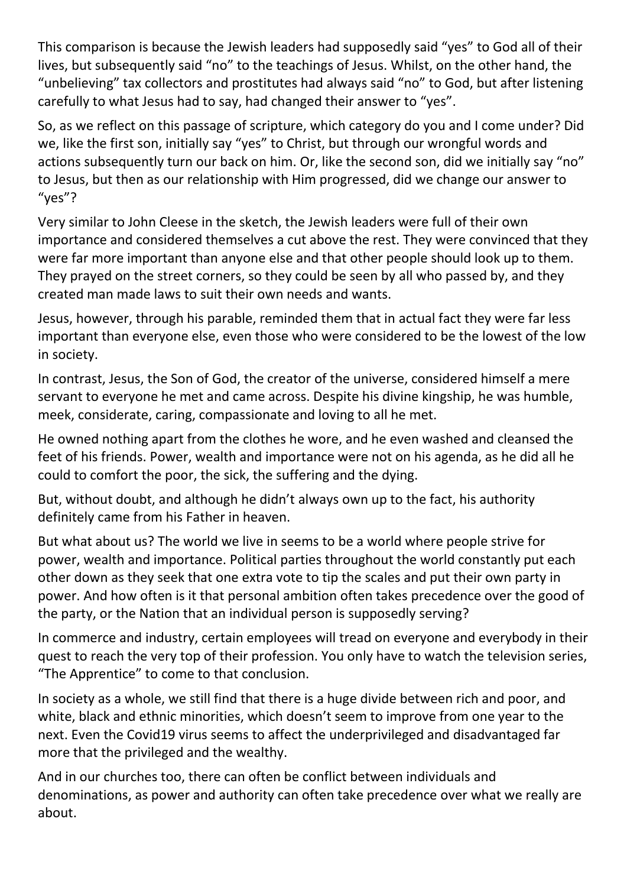This comparison is because the Jewish leaders had supposedly said "yes" to God all of their lives, but subsequently said "no" to the teachings of Jesus. Whilst, on the other hand, the "unbelieving" tax collectors and prostitutes had always said "no" to God, but after listening carefully to what Jesus had to say, had changed their answer to "yes".

So, as we reflect on this passage of scripture, which category do you and I come under? Did we, like the first son, initially say "yes" to Christ, but through our wrongful words and actions subsequently turn our back on him. Or, like the second son, did we initially say "no" to Jesus, but then as our relationship with Him progressed, did we change our answer to "yes"?

Very similar to John Cleese in the sketch, the Jewish leaders were full of their own importance and considered themselves a cut above the rest. They were convinced that they were far more important than anyone else and that other people should look up to them. They prayed on the street corners, so they could be seen by all who passed by, and they created man made laws to suit their own needs and wants.

Jesus, however, through his parable, reminded them that in actual fact they were far less important than everyone else, even those who were considered to be the lowest of the low in society.

In contrast, Jesus, the Son of God, the creator of the universe, considered himself a mere servant to everyone he met and came across. Despite his divine kingship, he was humble, meek, considerate, caring, compassionate and loving to all he met.

He owned nothing apart from the clothes he wore, and he even washed and cleansed the feet of his friends. Power, wealth and importance were not on his agenda, as he did all he could to comfort the poor, the sick, the suffering and the dying.

But, without doubt, and although he didn't always own up to the fact, his authority definitely came from his Father in heaven.

But what about us? The world we live in seems to be a world where people strive for power, wealth and importance. Political parties throughout the world constantly put each other down as they seek that one extra vote to tip the scales and put their own party in power. And how often is it that personal ambition often takes precedence over the good of the party, or the Nation that an individual person is supposedly serving?

In commerce and industry, certain employees will tread on everyone and everybody in their quest to reach the very top of their profession. You only have to watch the television series, "The Apprentice" to come to that conclusion.

In society as a whole, we still find that there is a huge divide between rich and poor, and white, black and ethnic minorities, which doesn't seem to improve from one year to the next. Even the Covid19 virus seems to affect the underprivileged and disadvantaged far more that the privileged and the wealthy.

And in our churches too, there can often be conflict between individuals and denominations, as power and authority can often take precedence over what we really are about.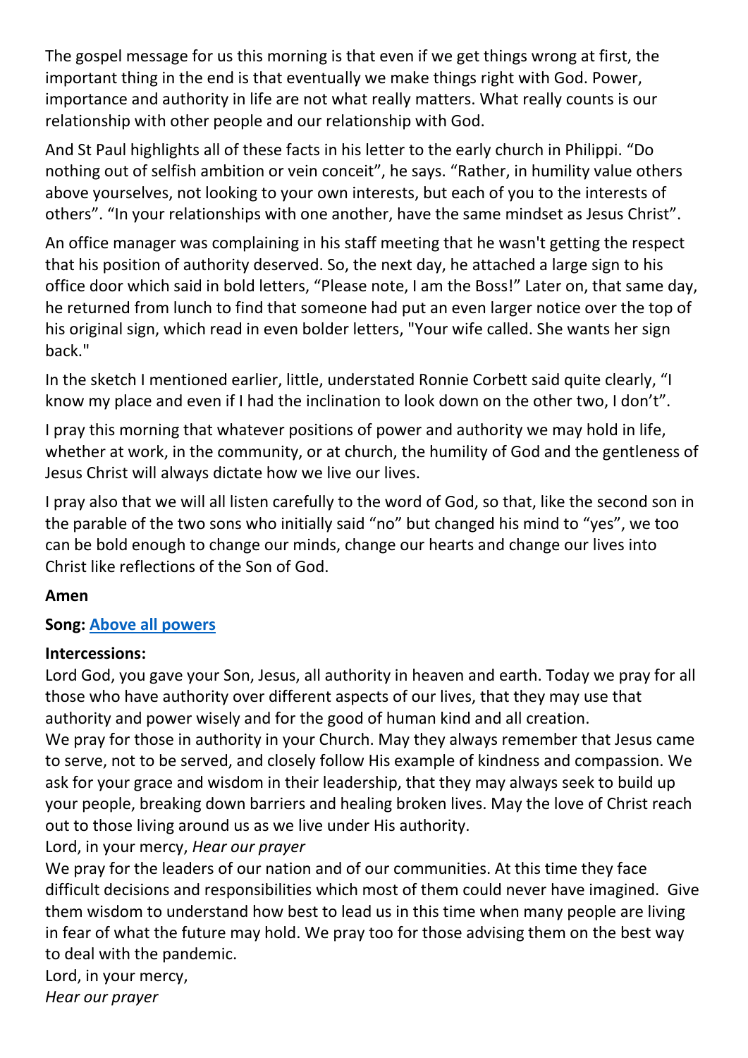The gospel message for us this morning is that even if we get things wrong at first, the important thing in the end is that eventually we make things right with God. Power, importance and authority in life are not what really matters. What really counts is our relationship with other people and our relationship with God.

And St Paul highlights all of these facts in his letter to the early church in Philippi. "Do nothing out of selfish ambition or vein conceit", he says. "Rather, in humility value others above yourselves, not looking to your own interests, but each of you to the interests of others". "In your relationships with one another, have the same mindset as Jesus Christ".

An office manager was complaining in his staff meeting that he wasn't getting the respect that his position of authority deserved. So, the next day, he attached a large sign to his office door which said in bold letters, "Please note, I am the Boss!" Later on, that same day, he returned from lunch to find that someone had put an even larger notice over the top of his original sign, which read in even bolder letters, "Your wife called. She wants her sign back."

In the sketch I mentioned earlier, little, understated Ronnie Corbett said quite clearly, "I know my place and even if I had the inclination to look down on the other two, I don't".

I pray this morning that whatever positions of power and authority we may hold in life, whether at work, in the community, or at church, the humility of God and the gentleness of Jesus Christ will always dictate how we live our lives.

I pray also that we will all listen carefully to the word of God, so that, like the second son in the parable of the two sons who initially said "no" but changed his mind to "yes", we too can be bold enough to change our minds, change our hearts and change our lives into Christ like reflections of the Son of God.

**Amen**

**Song: [Above all powers]()**

**Intercessions:**

Lord God, you gave your Son, Jesus, all authority in heaven and earth. Today we pray for all those who have authority over different aspects of our lives, that they may use that authority and power wisely and for the good of human kind and all creation.

We pray for those in authority in your Church. May they always remember that Jesus came to serve, not to be served, and closely follow His example of kindness and compassion. We ask for your grace and wisdom in their leadership, that they may always seek to build up your people, breaking down barriers and healing broken lives. May the love of Christ reach out to those living around us as we live under His authority.

Lord, in your mercy, *Hear our prayer*

We pray for the leaders of our nation and of our communities. At this time they face difficult decisions and responsibilities which most of them could never have imagined. Give them wisdom to understand how best to lead us in this time when many people are living in fear of what the future may hold. We pray too for those advising them on the best way to deal with the pandemic.

Lord, in your mercy,

*Hear our prayer*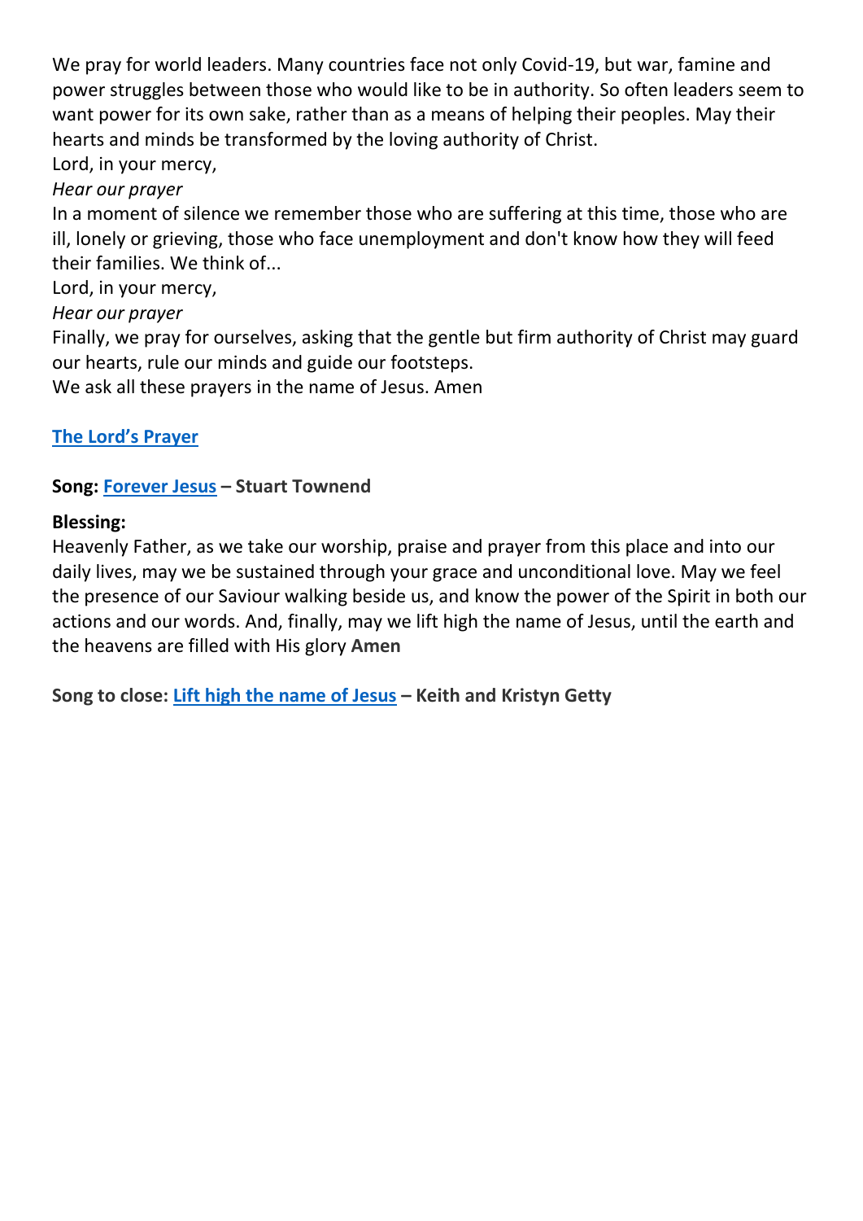We pray for world leaders. Many countries face not only Covid-19, but war, famine and power struggles between those who would like to be in authority. So often leaders seem to want power for its own sake, rather than as a means of helping their peoples. May their hearts and minds be transformed by the loving authority of Christ.
Lord, in your mercy,
*Hear our prayer*
In a moment of silence we remember those who are suffering at this time, those who are ill, lonely or grieving, those who face unemployment and don't know how they will feed their families. We think of...
Lord, in your mercy,
*Hear our prayer*
Finally, we pray for ourselves, asking that the gentle but firm authority of Christ may guard our hearts, rule our minds and guide our footsteps.
We ask all these prayers in the name of Jesus. Amen

**The Lord's Prayer**

**Song: Forever Jesus – Stuart Townend**

**Blessing:**
Heavenly Father, as we take our worship, praise and prayer from this place and into our daily lives, may we be sustained through your grace and unconditional love. May we feel the presence of our Saviour walking beside us, and know the power of the Spirit in both our actions and our words. And, finally, may we lift high the name of Jesus, until the earth and the heavens are filled with His glory **Amen**

**Song to close: Lift high the name of Jesus – Keith and Kristyn Getty**